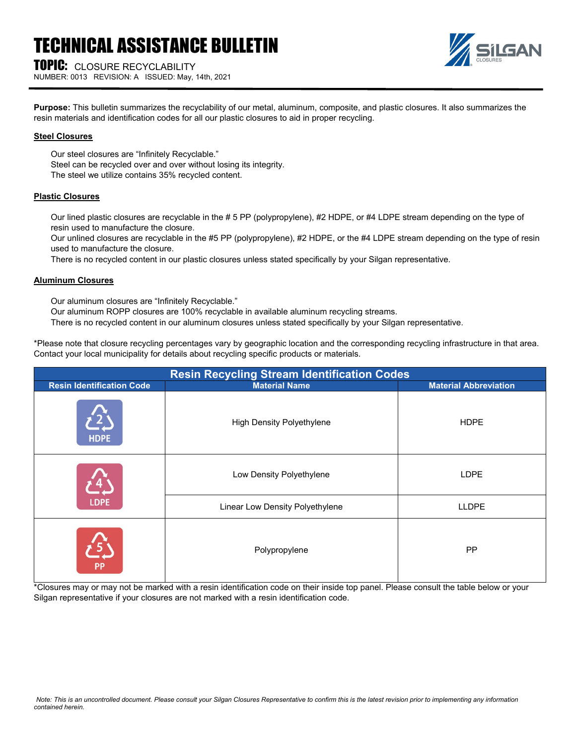# TECHNICAL ASSISTANCE BULLETIN

**TOPIC:** CLOSURE RECYCLABILITY

NUMBER: 0013 REVISION: A ISSUED: May, 14th, 2021

**Purpose:** This bulletin summarizes the recyclability of our metal, aluminum, composite, and plastic closures. It also summarizes the resin materials and identification codes for all our plastic closures to aid in proper recycling.

## Steel Closures

Our steel closures are "Infinitely Recyclable."
Steel can be recycled over and over without losing its integrity.
The steel we utilize contains 35% recycled content.

## Plastic Closures

Our lined plastic closures are recyclable in the # 5 PP (polypropylene), #2 HDPE, or #4 LDPE stream depending on the type of resin used to manufacture the closure.
Our unlined closures are recyclable in the #5 PP (polypropylene), #2 HDPE, or the #4 LDPE stream depending on the type of resin used to manufacture the closure.
There is no recycled content in our plastic closures unless stated specifically by your Silgan representative.

## Aluminum Closures

Our aluminum closures are "Infinitely Recyclable."
Our aluminum ROPP closures are 100% recyclable in available aluminum recycling streams.
There is no recycled content in our aluminum closures unless stated specifically by your Silgan representative.

*Please note that closure recycling percentages vary by geographic location and the corresponding recycling infrastructure in that area. Contact your local municipality for details about recycling specific products or materials.

**Resin Recycling Stream Identification Codes**

| Resin Identification Code | Material Name | Material Abbreviation |
|---|---|---|
| 2 HDPE | High Density Polyethylene | HDPE |
| 4 LDPE | Low Density Polyethylene | LDPE |
| | Linear Low Density Polyethylene | LLDPE |
| 5 PP | Polypropylene | PP |

*Closures may or may not be marked with a resin identification code on their inside top panel. Please consult the table below or your Silgan representative if your closures are not marked with a resin identification code.

*Note: This is an uncontrolled document. Please consult your Silgan Closures Representative to confirm this is the latest revision prior to implementing any information contained herein.*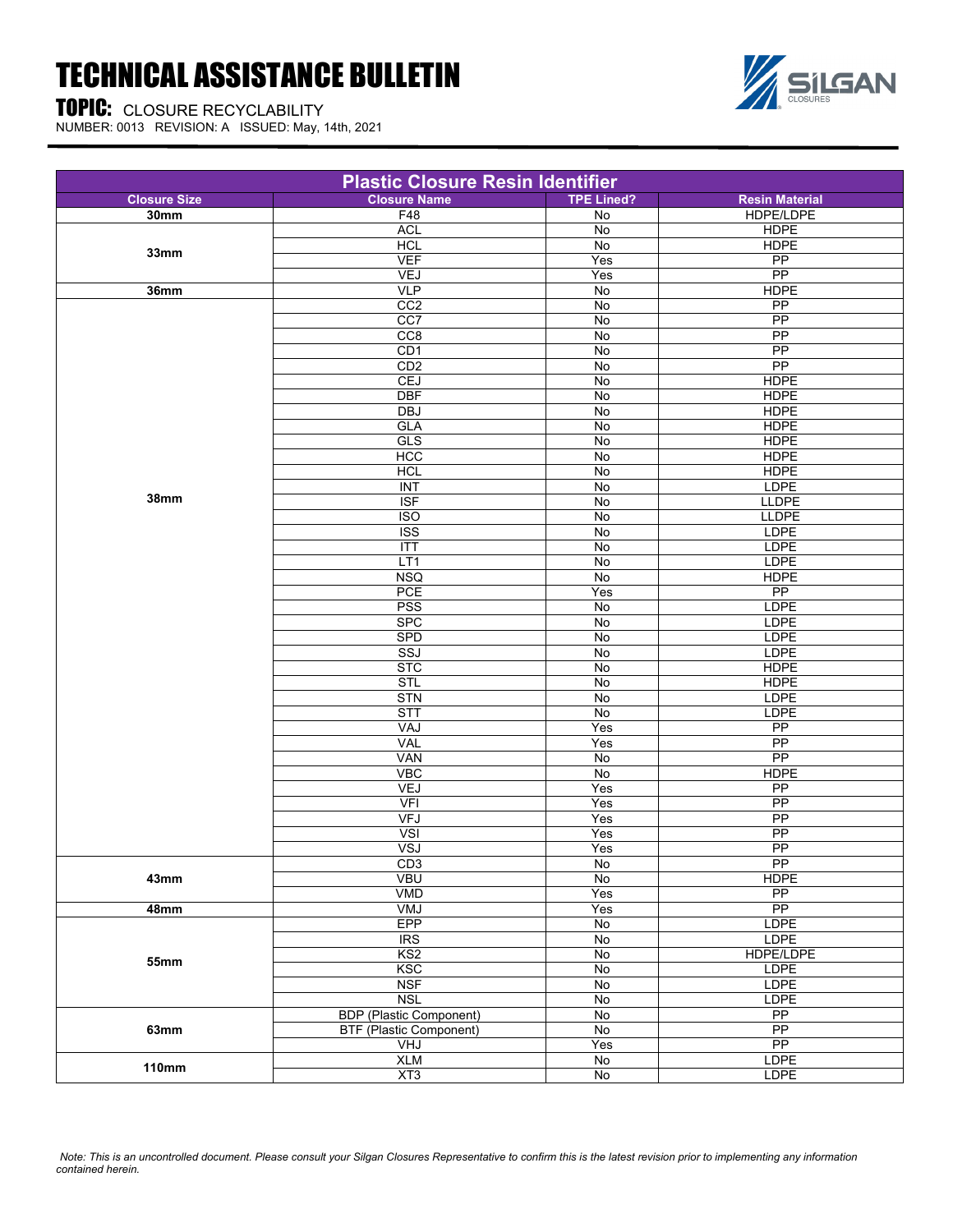# TECHNICAL ASSISTANCE BULLETIN

**TOPIC:** CLOSURE RECYCLABILITY

NUMBER: 0013 REVISION: A ISSUED: May, 14th, 2021

| Plastic Closure Resin Identifier | | | |
|---|---|---|---|
| **Closure Size** | **Closure Name** | **TPE Lined?** | **Resin Material** |
| 30mm | F48 | No | HDPE/LDPE |
| 33mm | ACL | No | HDPE |
| | HCL | No | HDPE |
| | VEF | Yes | PP |
| | VEJ | Yes | PP |
| 36mm | VLP | No | HDPE |
| 38mm | CC2 | No | PP |
| | CC7 | No | PP |
| | CC8 | No | PP |
| | CD1 | No | PP |
| | CD2 | No | PP |
| | CEJ | No | HDPE |
| | DBF | No | HDPE |
| | DBJ | No | HDPE |
| | GLA | No | HDPE |
| | GLS | No | HDPE |
| | HCC | No | HDPE |
| | HCL | No | HDPE |
| | INT | No | LDPE |
| | ISF | No | LLDPE |
| | ISO | No | LLDPE |
| | ISS | No | LDPE |
| | ITT | No | LDPE |
| | LT1 | No | LDPE |
| | NSQ | No | HDPE |
| | PCE | Yes | PP |
| | PSS | No | LDPE |
| | SPC | No | LDPE |
| | SPD | No | LDPE |
| | SSJ | No | LDPE |
| | STC | No | HDPE |
| | STL | No | HDPE |
| | STN | No | LDPE |
| | STT | No | LDPE |
| | VAJ | Yes | PP |
| | VAL | Yes | PP |
| | VAN | No | PP |
| | VBC | No | HDPE |
| | VEJ | Yes | PP |
| | VFI | Yes | PP |
| | VFJ | Yes | PP |
| | VSI | Yes | PP |
| | VSJ | Yes | PP |
| 43mm | CD3 | No | PP |
| | VBU | No | HDPE |
| | VMD | Yes | PP |
| 48mm | VMJ | Yes | PP |
| 55mm | EPP | No | LDPE |
| | IRS | No | LDPE |
| | KS2 | No | HDPE/LDPE |
| | KSC | No | LDPE |
| | NSF | No | LDPE |
| | NSL | No | LDPE |
| 63mm | BDP (Plastic Component) | No | PP |
| | BTF (Plastic Component) | No | PP |
| | VHJ | Yes | PP |
| 110mm | XLM | No | LDPE |
| | XT3 | No | LDPE |

*Note: This is an uncontrolled document. Please consult your Silgan Closures Representative to confirm this is the latest revision prior to implementing any information contained herein.*